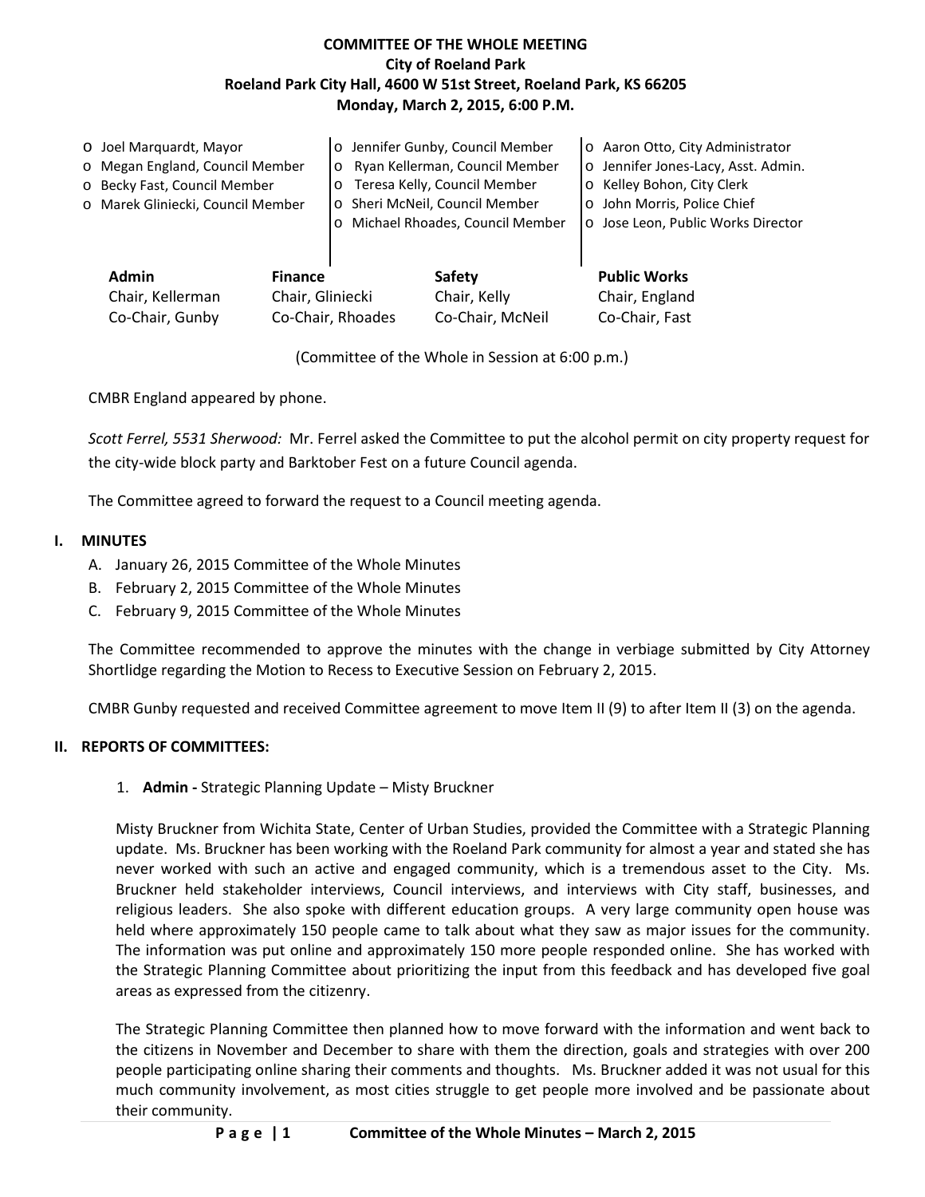**COMMITTEE OF THE WHOLE MEETING**
**City of Roeland Park**
**Roeland Park City Hall, 4600 W 51st Street, Roeland Park, KS 66205**
**Monday, March 2, 2015, 6:00 P.M.**

- o Joel Marquardt, Mayor
- o Megan England, Council Member
- o Becky Fast, Council Member
- o Marek Gliniecki, Council Member
- o Jennifer Gunby, Council Member
- o Ryan Kellerman, Council Member
- o Teresa Kelly, Council Member
- o Sheri McNeil, Council Member
- o Michael Rhoades, Council Member
- o Aaron Otto, City Administrator
- o Jennifer Jones-Lacy, Asst. Admin.
- o Kelley Bohon, City Clerk
- o John Morris, Police Chief
- o Jose Leon, Public Works Director

| **Admin** | **Finance** | **Safety** | **Public Works** |
|---|---|---|---|
| Chair, Kellerman | Chair, Gliniecki | Chair, Kelly | Chair, England |
| Co-Chair, Gunby | Co-Chair, Rhoades | Co-Chair, McNeil | Co-Chair, Fast |

(Committee of the Whole in Session at 6:00 p.m.)

CMBR England appeared by phone.

*Scott Ferrel, 5531 Sherwood:* Mr. Ferrel asked the Committee to put the alcohol permit on city property request for the city-wide block party and Barktober Fest on a future Council agenda.

The Committee agreed to forward the request to a Council meeting agenda.

## I. MINUTES

A. January 26, 2015 Committee of the Whole Minutes
B. February 2, 2015 Committee of the Whole Minutes
C. February 9, 2015 Committee of the Whole Minutes

The Committee recommended to approve the minutes with the change in verbiage submitted by City Attorney Shortlidge regarding the Motion to Recess to Executive Session on February 2, 2015.

CMBR Gunby requested and received Committee agreement to move Item II (9) to after Item II (3) on the agenda.

## II. REPORTS OF COMMITTEES:

1. **Admin -** Strategic Planning Update – Misty Bruckner

Misty Bruckner from Wichita State, Center of Urban Studies, provided the Committee with a Strategic Planning update. Ms. Bruckner has been working with the Roeland Park community for almost a year and stated she has never worked with such an active and engaged community, which is a tremendous asset to the City. Ms. Bruckner held stakeholder interviews, Council interviews, and interviews with City staff, businesses, and religious leaders. She also spoke with different education groups. A very large community open house was held where approximately 150 people came to talk about what they saw as major issues for the community. The information was put online and approximately 150 more people responded online. She has worked with the Strategic Planning Committee about prioritizing the input from this feedback and has developed five goal areas as expressed from the citizenry.

The Strategic Planning Committee then planned how to move forward with the information and went back to the citizens in November and December to share with them the direction, goals and strategies with over 200 people participating online sharing their comments and thoughts. Ms. Bruckner added it was not usual for this much community involvement, as most cities struggle to get people more involved and be passionate about their community.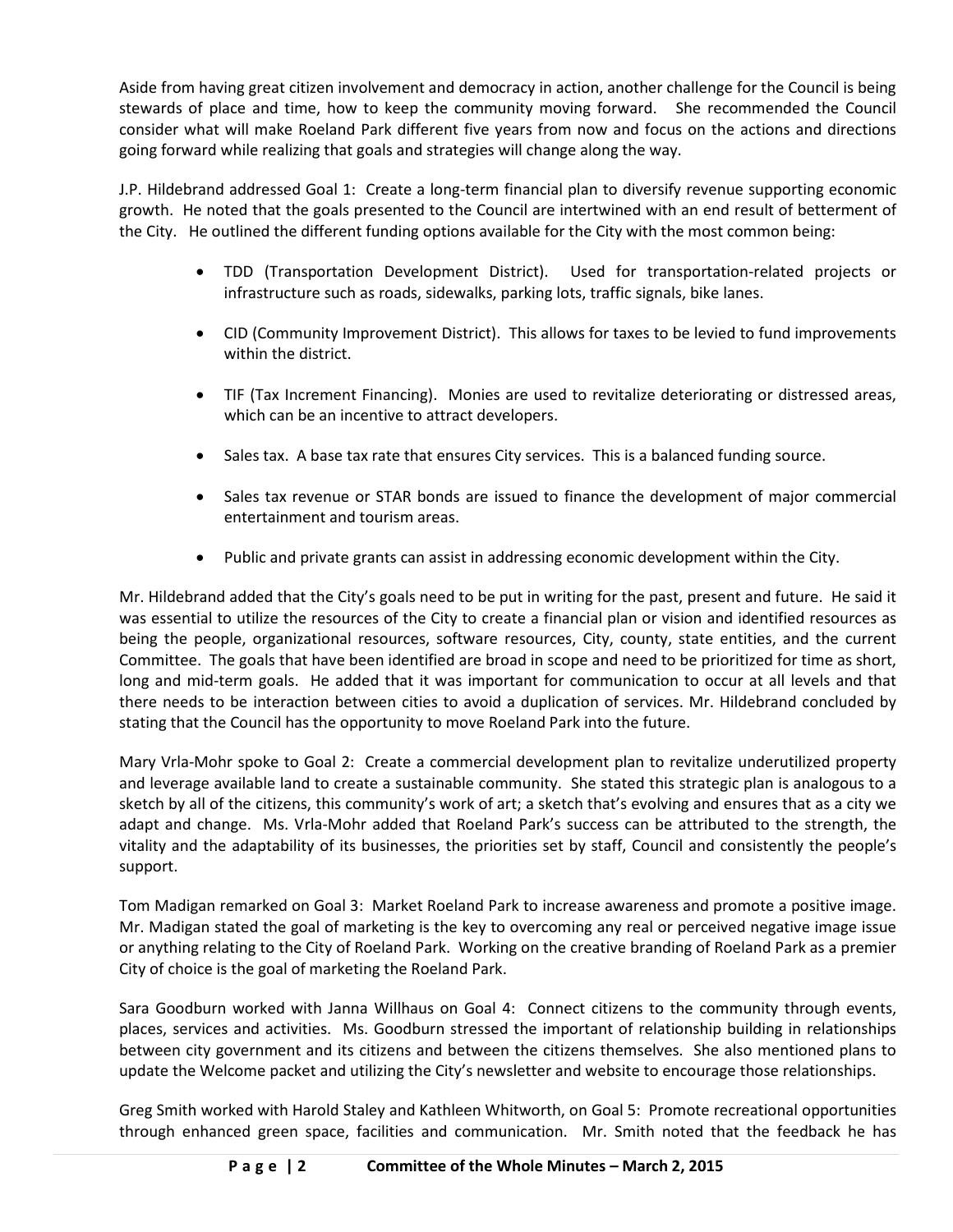Aside from having great citizen involvement and democracy in action, another challenge for the Council is being stewards of place and time, how to keep the community moving forward. She recommended the Council consider what will make Roeland Park different five years from now and focus on the actions and directions going forward while realizing that goals and strategies will change along the way.

J.P. Hildebrand addressed Goal 1: Create a long-term financial plan to diversify revenue supporting economic growth. He noted that the goals presented to the Council are intertwined with an end result of betterment of the City. He outlined the different funding options available for the City with the most common being:

- TDD (Transportation Development District). Used for transportation-related projects or infrastructure such as roads, sidewalks, parking lots, traffic signals, bike lanes.
- CID (Community Improvement District). This allows for taxes to be levied to fund improvements within the district.
- TIF (Tax Increment Financing). Monies are used to revitalize deteriorating or distressed areas, which can be an incentive to attract developers.
- Sales tax. A base tax rate that ensures City services. This is a balanced funding source.
- Sales tax revenue or STAR bonds are issued to finance the development of major commercial entertainment and tourism areas.
- Public and private grants can assist in addressing economic development within the City.

Mr. Hildebrand added that the City's goals need to be put in writing for the past, present and future. He said it was essential to utilize the resources of the City to create a financial plan or vision and identified resources as being the people, organizational resources, software resources, City, county, state entities, and the current Committee. The goals that have been identified are broad in scope and need to be prioritized for time as short, long and mid-term goals. He added that it was important for communication to occur at all levels and that there needs to be interaction between cities to avoid a duplication of services. Mr. Hildebrand concluded by stating that the Council has the opportunity to move Roeland Park into the future.

Mary Vrla-Mohr spoke to Goal 2: Create a commercial development plan to revitalize underutilized property and leverage available land to create a sustainable community. She stated this strategic plan is analogous to a sketch by all of the citizens, this community's work of art; a sketch that's evolving and ensures that as a city we adapt and change. Ms. Vrla-Mohr added that Roeland Park's success can be attributed to the strength, the vitality and the adaptability of its businesses, the priorities set by staff, Council and consistently the people's support.

Tom Madigan remarked on Goal 3: Market Roeland Park to increase awareness and promote a positive image. Mr. Madigan stated the goal of marketing is the key to overcoming any real or perceived negative image issue or anything relating to the City of Roeland Park. Working on the creative branding of Roeland Park as a premier City of choice is the goal of marketing the Roeland Park.

Sara Goodburn worked with Janna Willhaus on Goal 4: Connect citizens to the community through events, places, services and activities. Ms. Goodburn stressed the important of relationship building in relationships between city government and its citizens and between the citizens themselves. She also mentioned plans to update the Welcome packet and utilizing the City's newsletter and website to encourage those relationships.

Greg Smith worked with Harold Staley and Kathleen Whitworth, on Goal 5: Promote recreational opportunities through enhanced green space, facilities and communication. Mr. Smith noted that the feedback he has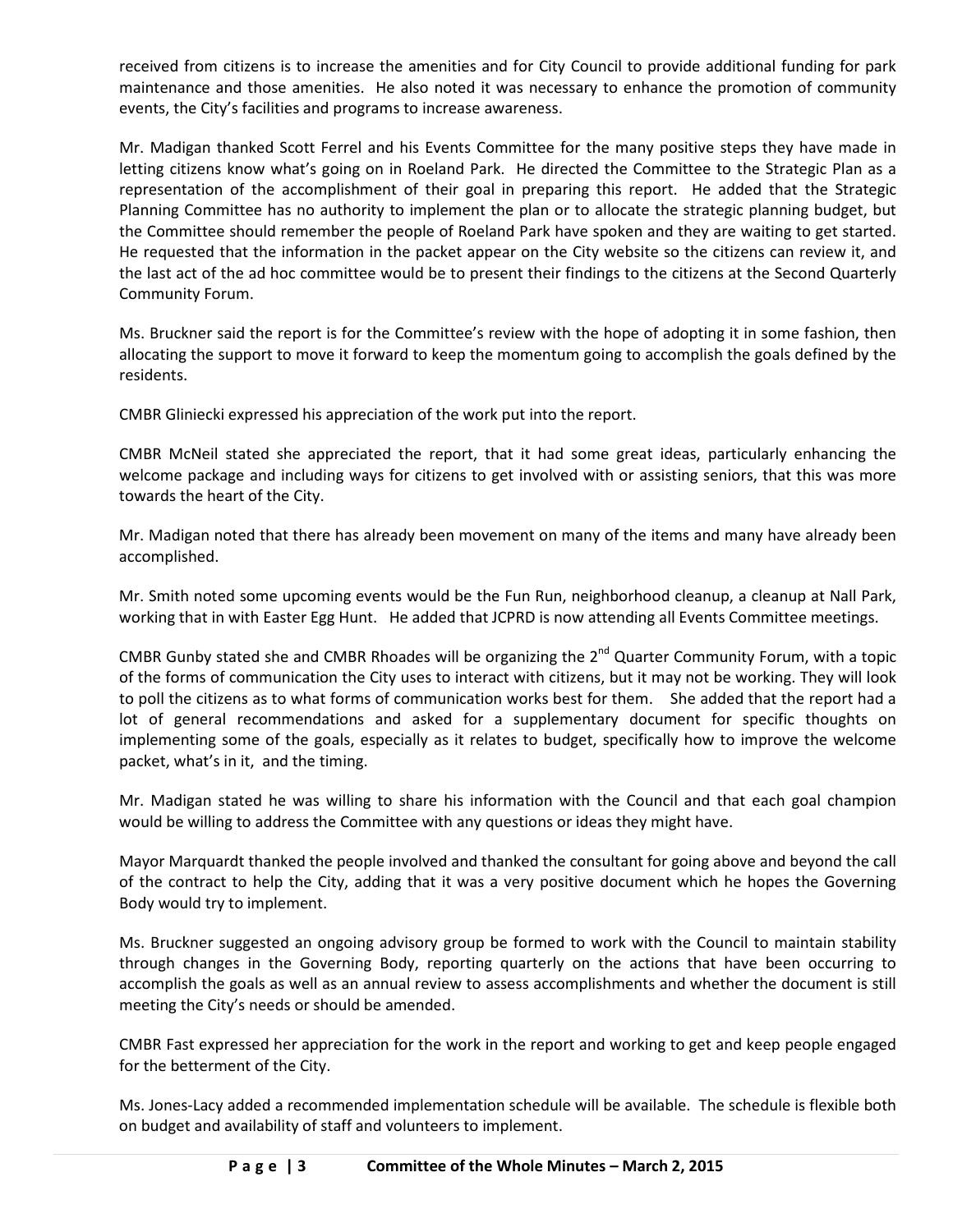received from citizens is to increase the amenities and for City Council to provide additional funding for park maintenance and those amenities. He also noted it was necessary to enhance the promotion of community events, the City's facilities and programs to increase awareness.

Mr. Madigan thanked Scott Ferrel and his Events Committee for the many positive steps they have made in letting citizens know what's going on in Roeland Park. He directed the Committee to the Strategic Plan as a representation of the accomplishment of their goal in preparing this report. He added that the Strategic Planning Committee has no authority to implement the plan or to allocate the strategic planning budget, but the Committee should remember the people of Roeland Park have spoken and they are waiting to get started. He requested that the information in the packet appear on the City website so the citizens can review it, and the last act of the ad hoc committee would be to present their findings to the citizens at the Second Quarterly Community Forum.

Ms. Bruckner said the report is for the Committee's review with the hope of adopting it in some fashion, then allocating the support to move it forward to keep the momentum going to accomplish the goals defined by the residents.

CMBR Gliniecki expressed his appreciation of the work put into the report.

CMBR McNeil stated she appreciated the report, that it had some great ideas, particularly enhancing the welcome package and including ways for citizens to get involved with or assisting seniors, that this was more towards the heart of the City.

Mr. Madigan noted that there has already been movement on many of the items and many have already been accomplished.

Mr. Smith noted some upcoming events would be the Fun Run, neighborhood cleanup, a cleanup at Nall Park, working that in with Easter Egg Hunt. He added that JCPRD is now attending all Events Committee meetings.

CMBR Gunby stated she and CMBR Rhoades will be organizing the 2nd Quarter Community Forum, with a topic of the forms of communication the City uses to interact with citizens, but it may not be working. They will look to poll the citizens as to what forms of communication works best for them. She added that the report had a lot of general recommendations and asked for a supplementary document for specific thoughts on implementing some of the goals, especially as it relates to budget, specifically how to improve the welcome packet, what's in it, and the timing.

Mr. Madigan stated he was willing to share his information with the Council and that each goal champion would be willing to address the Committee with any questions or ideas they might have.

Mayor Marquardt thanked the people involved and thanked the consultant for going above and beyond the call of the contract to help the City, adding that it was a very positive document which he hopes the Governing Body would try to implement.

Ms. Bruckner suggested an ongoing advisory group be formed to work with the Council to maintain stability through changes in the Governing Body, reporting quarterly on the actions that have been occurring to accomplish the goals as well as an annual review to assess accomplishments and whether the document is still meeting the City's needs or should be amended.

CMBR Fast expressed her appreciation for the work in the report and working to get and keep people engaged for the betterment of the City.

Ms. Jones-Lacy added a recommended implementation schedule will be available. The schedule is flexible both on budget and availability of staff and volunteers to implement.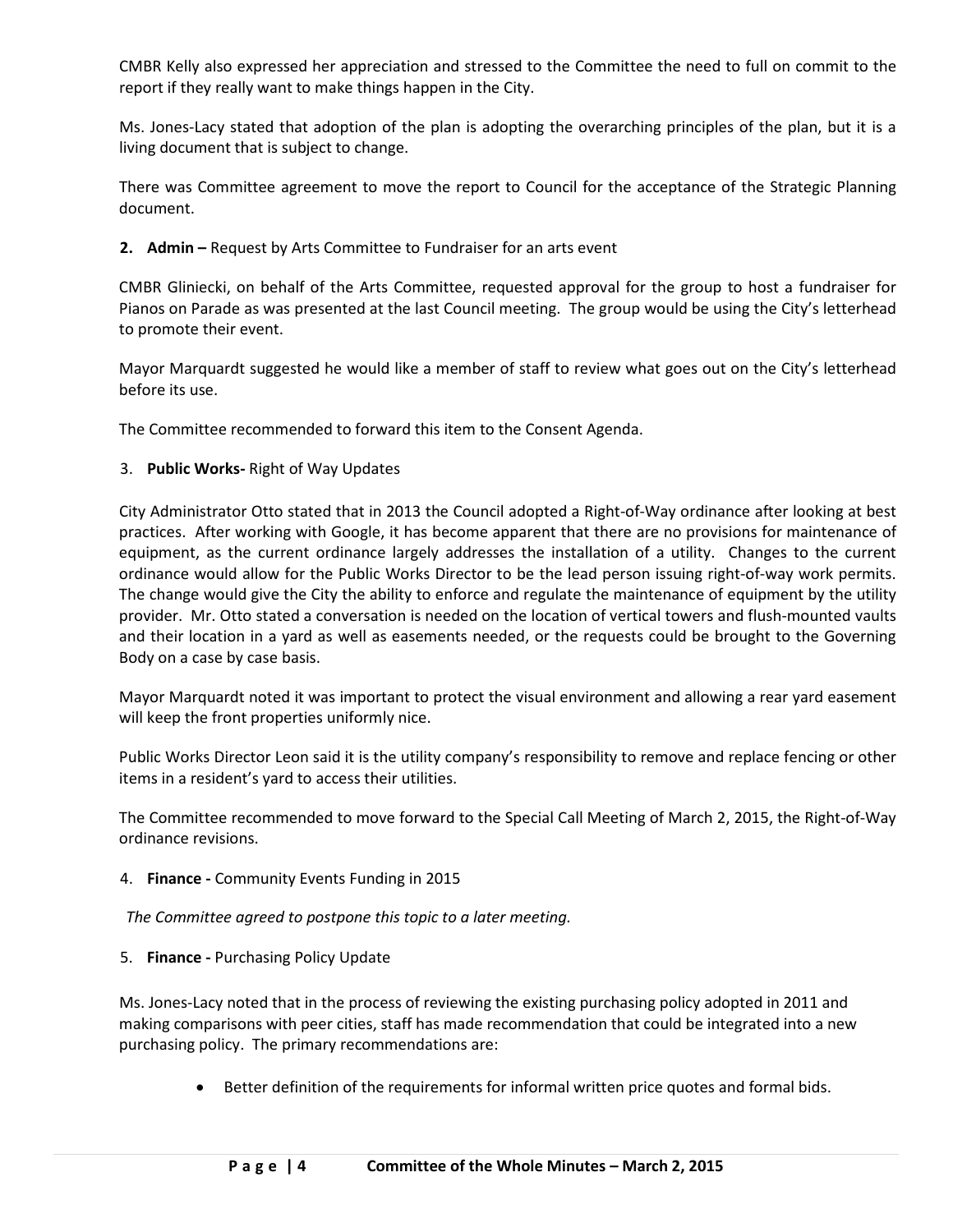CMBR Kelly also expressed her appreciation and stressed to the Committee the need to full on commit to the report if they really want to make things happen in the City.

Ms. Jones-Lacy stated that adoption of the plan is adopting the overarching principles of the plan, but it is a living document that is subject to change.

There was Committee agreement to move the report to Council for the acceptance of the Strategic Planning document.

**2. Admin –** Request by Arts Committee to Fundraiser for an arts event

CMBR Gliniecki, on behalf of the Arts Committee, requested approval for the group to host a fundraiser for Pianos on Parade as was presented at the last Council meeting. The group would be using the City's letterhead to promote their event.

Mayor Marquardt suggested he would like a member of staff to review what goes out on the City's letterhead before its use.

The Committee recommended to forward this item to the Consent Agenda.

3. **Public Works-** Right of Way Updates

City Administrator Otto stated that in 2013 the Council adopted a Right-of-Way ordinance after looking at best practices. After working with Google, it has become apparent that there are no provisions for maintenance of equipment, as the current ordinance largely addresses the installation of a utility. Changes to the current ordinance would allow for the Public Works Director to be the lead person issuing right-of-way work permits. The change would give the City the ability to enforce and regulate the maintenance of equipment by the utility provider. Mr. Otto stated a conversation is needed on the location of vertical towers and flush-mounted vaults and their location in a yard as well as easements needed, or the requests could be brought to the Governing Body on a case by case basis.

Mayor Marquardt noted it was important to protect the visual environment and allowing a rear yard easement will keep the front properties uniformly nice.

Public Works Director Leon said it is the utility company's responsibility to remove and replace fencing or other items in a resident's yard to access their utilities.

The Committee recommended to move forward to the Special Call Meeting of March 2, 2015, the Right-of-Way ordinance revisions.

4. **Finance -** Community Events Funding in 2015

*The Committee agreed to postpone this topic to a later meeting.*

5. **Finance -** Purchasing Policy Update

Ms. Jones-Lacy noted that in the process of reviewing the existing purchasing policy adopted in 2011 and making comparisons with peer cities, staff has made recommendation that could be integrated into a new purchasing policy. The primary recommendations are:

- Better definition of the requirements for informal written price quotes and formal bids.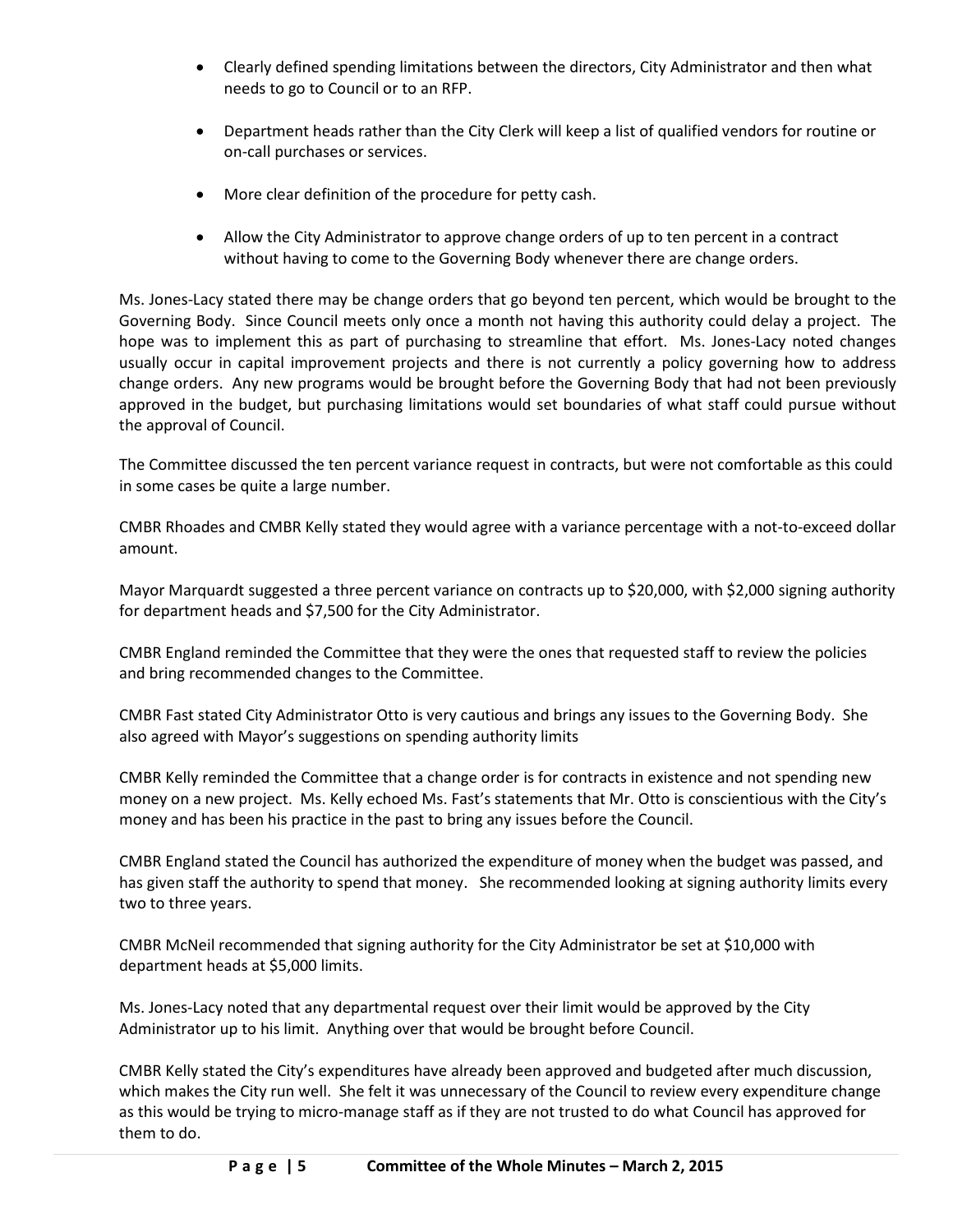- Clearly defined spending limitations between the directors, City Administrator and then what needs to go to Council or to an RFP.
- Department heads rather than the City Clerk will keep a list of qualified vendors for routine or on-call purchases or services.
- More clear definition of the procedure for petty cash.
- Allow the City Administrator to approve change orders of up to ten percent in a contract without having to come to the Governing Body whenever there are change orders.

Ms. Jones-Lacy stated there may be change orders that go beyond ten percent, which would be brought to the Governing Body. Since Council meets only once a month not having this authority could delay a project. The hope was to implement this as part of purchasing to streamline that effort. Ms. Jones-Lacy noted changes usually occur in capital improvement projects and there is not currently a policy governing how to address change orders. Any new programs would be brought before the Governing Body that had not been previously approved in the budget, but purchasing limitations would set boundaries of what staff could pursue without the approval of Council.

The Committee discussed the ten percent variance request in contracts, but were not comfortable as this could in some cases be quite a large number.

CMBR Rhoades and CMBR Kelly stated they would agree with a variance percentage with a not-to-exceed dollar amount.

Mayor Marquardt suggested a three percent variance on contracts up to $20,000, with $2,000 signing authority for department heads and $7,500 for the City Administrator.

CMBR England reminded the Committee that they were the ones that requested staff to review the policies and bring recommended changes to the Committee.

CMBR Fast stated City Administrator Otto is very cautious and brings any issues to the Governing Body. She also agreed with Mayor's suggestions on spending authority limits

CMBR Kelly reminded the Committee that a change order is for contracts in existence and not spending new money on a new project. Ms. Kelly echoed Ms. Fast's statements that Mr. Otto is conscientious with the City's money and has been his practice in the past to bring any issues before the Council.

CMBR England stated the Council has authorized the expenditure of money when the budget was passed, and has given staff the authority to spend that money. She recommended looking at signing authority limits every two to three years.

CMBR McNeil recommended that signing authority for the City Administrator be set at $10,000 with department heads at $5,000 limits.

Ms. Jones-Lacy noted that any departmental request over their limit would be approved by the City Administrator up to his limit. Anything over that would be brought before Council.

CMBR Kelly stated the City's expenditures have already been approved and budgeted after much discussion, which makes the City run well. She felt it was unnecessary of the Council to review every expenditure change as this would be trying to micro-manage staff as if they are not trusted to do what Council has approved for them to do.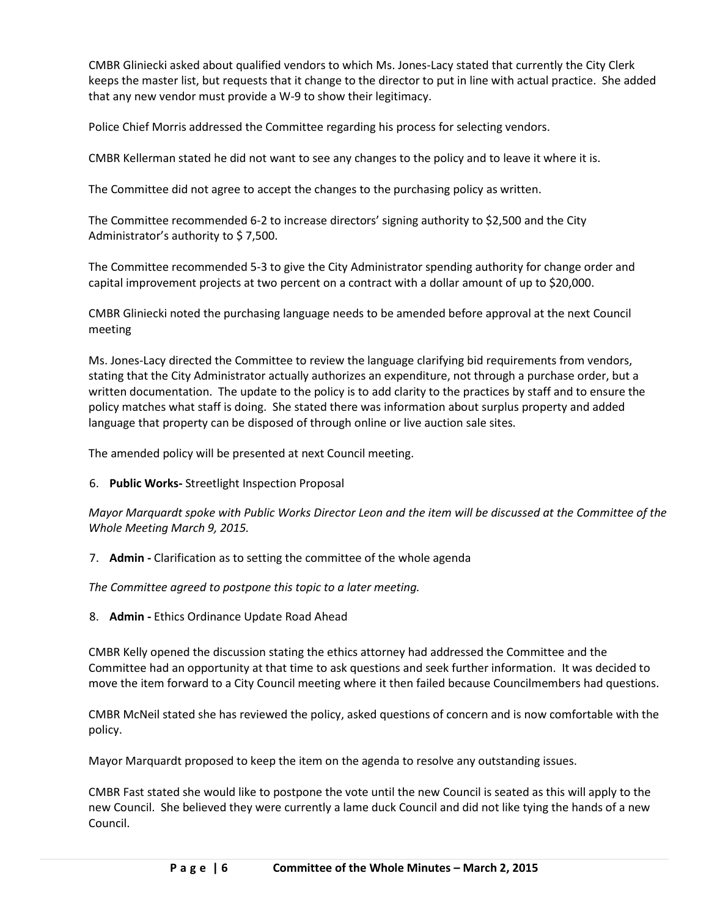CMBR Gliniecki asked about qualified vendors to which Ms. Jones-Lacy stated that currently the City Clerk keeps the master list, but requests that it change to the director to put in line with actual practice. She added that any new vendor must provide a W-9 to show their legitimacy.

Police Chief Morris addressed the Committee regarding his process for selecting vendors.

CMBR Kellerman stated he did not want to see any changes to the policy and to leave it where it is.

The Committee did not agree to accept the changes to the purchasing policy as written.

The Committee recommended 6-2 to increase directors' signing authority to $2,500 and the City Administrator's authority to $ 7,500.

The Committee recommended 5-3 to give the City Administrator spending authority for change order and capital improvement projects at two percent on a contract with a dollar amount of up to $20,000.

CMBR Gliniecki noted the purchasing language needs to be amended before approval at the next Council meeting

Ms. Jones-Lacy directed the Committee to review the language clarifying bid requirements from vendors, stating that the City Administrator actually authorizes an expenditure, not through a purchase order, but a written documentation. The update to the policy is to add clarity to the practices by staff and to ensure the policy matches what staff is doing. She stated there was information about surplus property and added language that property can be disposed of through online or live auction sale sites.

The amended policy will be presented at next Council meeting.

6. **Public Works-** Streetlight Inspection Proposal

*Mayor Marquardt spoke with Public Works Director Leon and the item will be discussed at the Committee of the Whole Meeting March 9, 2015.*

7. **Admin -** Clarification as to setting the committee of the whole agenda

*The Committee agreed to postpone this topic to a later meeting.*

8. **Admin -** Ethics Ordinance Update Road Ahead

CMBR Kelly opened the discussion stating the ethics attorney had addressed the Committee and the Committee had an opportunity at that time to ask questions and seek further information. It was decided to move the item forward to a City Council meeting where it then failed because Councilmembers had questions.

CMBR McNeil stated she has reviewed the policy, asked questions of concern and is now comfortable with the policy.

Mayor Marquardt proposed to keep the item on the agenda to resolve any outstanding issues.

CMBR Fast stated she would like to postpone the vote until the new Council is seated as this will apply to the new Council. She believed they were currently a lame duck Council and did not like tying the hands of a new Council.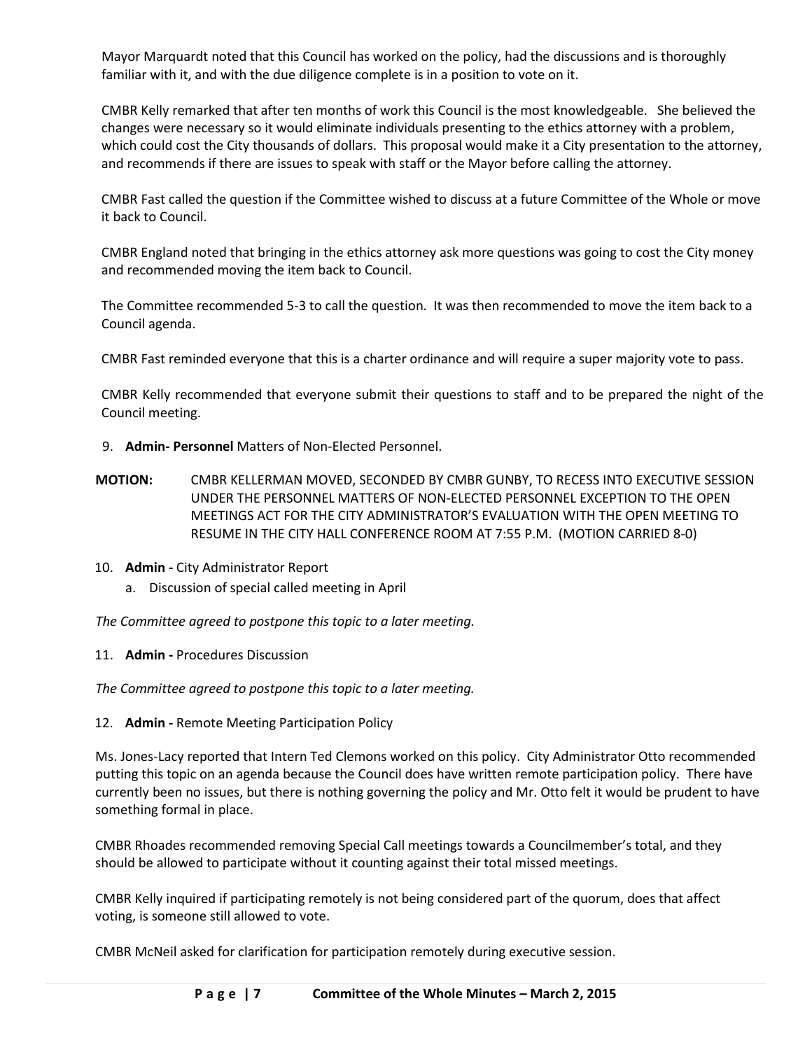Mayor Marquardt noted that this Council has worked on the policy, had the discussions and is thoroughly familiar with it, and with the due diligence complete is in a position to vote on it.

CMBR Kelly remarked that after ten months of work this Council is the most knowledgeable. She believed the changes were necessary so it would eliminate individuals presenting to the ethics attorney with a problem, which could cost the City thousands of dollars. This proposal would make it a City presentation to the attorney, and recommends if there are issues to speak with staff or the Mayor before calling the attorney.

CMBR Fast called the question if the Committee wished to discuss at a future Committee of the Whole or move it back to Council.

CMBR England noted that bringing in the ethics attorney ask more questions was going to cost the City money and recommended moving the item back to Council.

The Committee recommended 5-3 to call the question. It was then recommended to move the item back to a Council agenda.

CMBR Fast reminded everyone that this is a charter ordinance and will require a super majority vote to pass.

CMBR Kelly recommended that everyone submit their questions to staff and to be prepared the night of the Council meeting.

9. **Admin- Personnel** Matters of Non-Elected Personnel.

**MOTION:** CMBR KELLERMAN MOVED, SECONDED BY CMBR GUNBY, TO RECESS INTO EXECUTIVE SESSION UNDER THE PERSONNEL MATTERS OF NON-ELECTED PERSONNEL EXCEPTION TO THE OPEN MEETINGS ACT FOR THE CITY ADMINISTRATOR'S EVALUATION WITH THE OPEN MEETING TO RESUME IN THE CITY HALL CONFERENCE ROOM AT 7:55 P.M. (MOTION CARRIED 8-0)

10. **Admin -** City Administrator Report
    a. Discussion of special called meeting in April

*The Committee agreed to postpone this topic to a later meeting.*

11. **Admin -** Procedures Discussion

*The Committee agreed to postpone this topic to a later meeting.*

12. **Admin -** Remote Meeting Participation Policy

Ms. Jones-Lacy reported that Intern Ted Clemons worked on this policy. City Administrator Otto recommended putting this topic on an agenda because the Council does have written remote participation policy. There have currently been no issues, but there is nothing governing the policy and Mr. Otto felt it would be prudent to have something formal in place.

CMBR Rhoades recommended removing Special Call meetings towards a Councilmember's total, and they should be allowed to participate without it counting against their total missed meetings.

CMBR Kelly inquired if participating remotely is not being considered part of the quorum, does that affect voting, is someone still allowed to vote.

CMBR McNeil asked for clarification for participation remotely during executive session.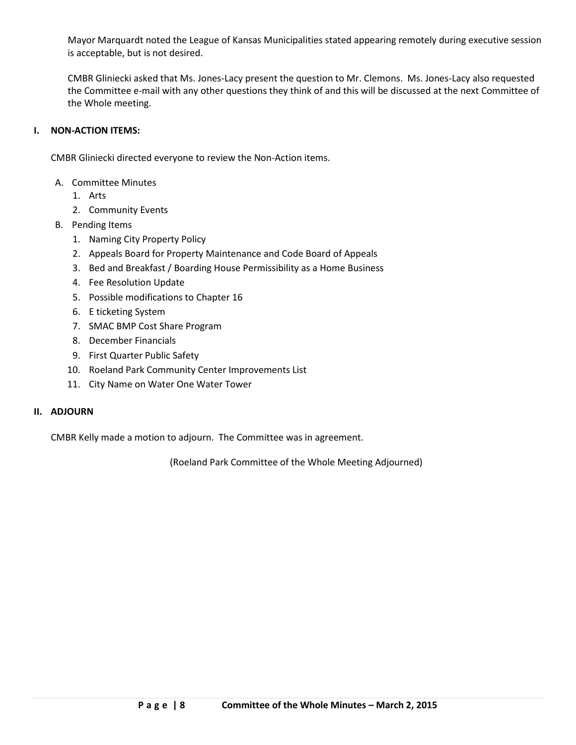Mayor Marquardt noted the League of Kansas Municipalities stated appearing remotely during executive session is acceptable, but is not desired.

CMBR Gliniecki asked that Ms. Jones-Lacy present the question to Mr. Clemons. Ms. Jones-Lacy also requested the Committee e-mail with any other questions they think of and this will be discussed at the next Committee of the Whole meeting.

**I. NON-ACTION ITEMS:**

CMBR Gliniecki directed everyone to review the Non-Action items.

A. Committee Minutes
   1. Arts
   2. Community Events
B. Pending Items
   1. Naming City Property Policy
   2. Appeals Board for Property Maintenance and Code Board of Appeals
   3. Bed and Breakfast / Boarding House Permissibility as a Home Business
   4. Fee Resolution Update
   5. Possible modifications to Chapter 16
   6. E ticketing System
   7. SMAC BMP Cost Share Program
   8. December Financials
   9. First Quarter Public Safety
   10. Roeland Park Community Center Improvements List
   11. City Name on Water One Water Tower

**II. ADJOURN**

CMBR Kelly made a motion to adjourn. The Committee was in agreement.

(Roeland Park Committee of the Whole Meeting Adjourned)